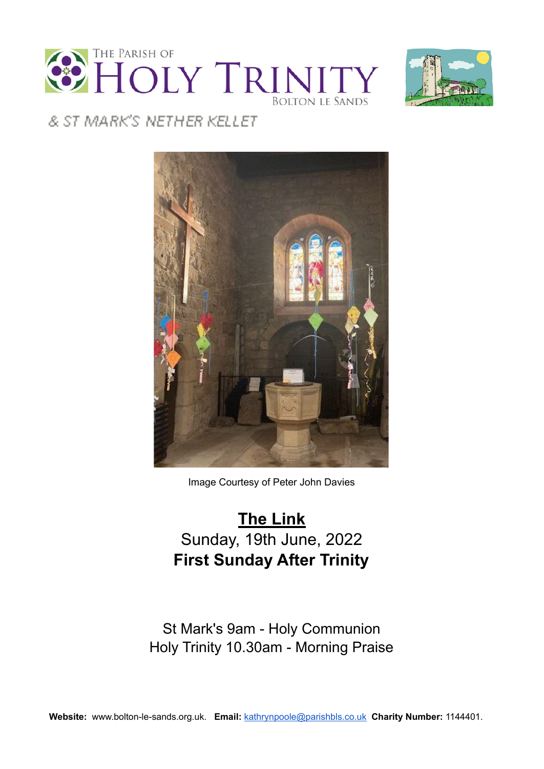The Parish of **Holy Trinity** Bolton le Sands

& St Mark's Nether Kellet

Image Courtesy of Peter John Davies

# The Link

Sunday, 19th June, 2022

**First Sunday After Trinity**

St Mark's 9am - Holy Communion
Holy Trinity 10.30am - Morning Praise

**Website:** www.bolton-le-sands.org.uk. **Email:** kathrynpoole@parishbls.co.uk **Charity Number:** 1144401.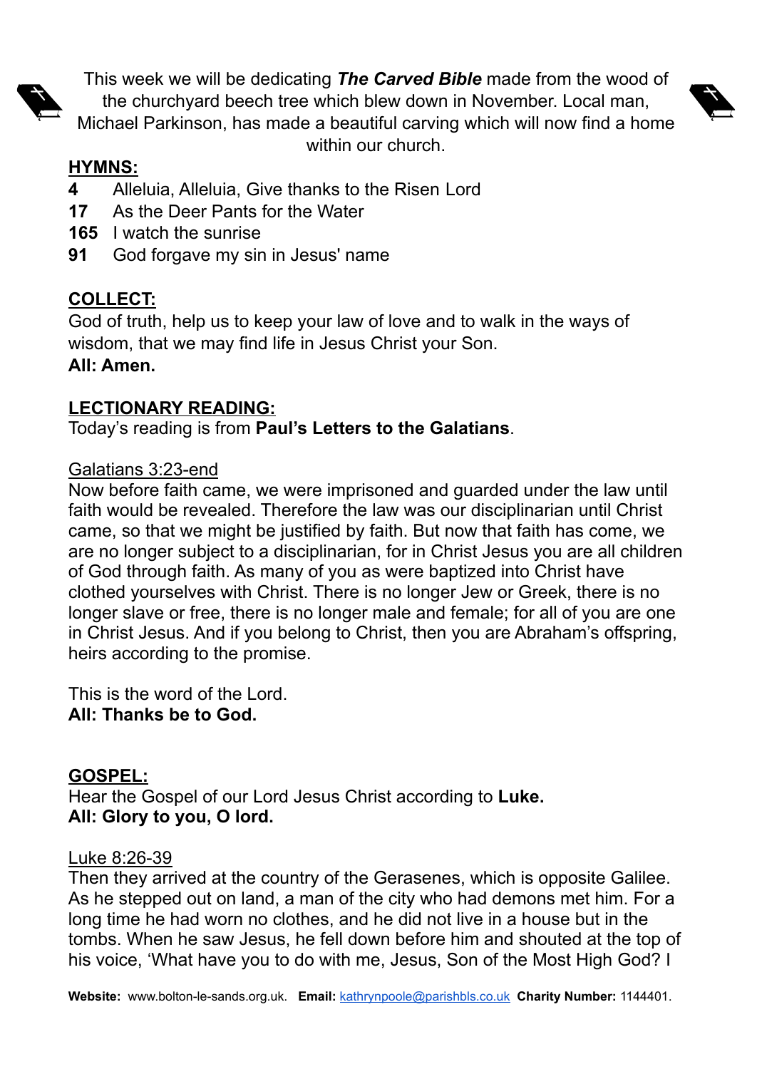This week we will be dedicating ***The Carved Bible*** made from the wood of the churchyard beech tree which blew down in November. Local man, Michael Parkinson, has made a beautiful carving which will now find a home within our church.

**HYMNS:**

**4** Alleluia, Alleluia, Give thanks to the Risen Lord
**17** As the Deer Pants for the Water
**165** I watch the sunrise
**91** God forgave my sin in Jesus' name

**COLLECT:**

God of truth, help us to keep your law of love and to walk in the ways of wisdom, that we may find life in Jesus Christ your Son.
**All: Amen.**

**LECTIONARY READING:**

Today's reading is from **Paul's Letters to the Galatians**.

Galatians 3:23-end

Now before faith came, we were imprisoned and guarded under the law until faith would be revealed. Therefore the law was our disciplinarian until Christ came, so that we might be justified by faith. But now that faith has come, we are no longer subject to a disciplinarian, for in Christ Jesus you are all children of God through faith. As many of you as were baptized into Christ have clothed yourselves with Christ. There is no longer Jew or Greek, there is no longer slave or free, there is no longer male and female; for all of you are one in Christ Jesus. And if you belong to Christ, then you are Abraham's offspring, heirs according to the promise.

This is the word of the Lord.
**All: Thanks be to God.**

**GOSPEL:**

Hear the Gospel of our Lord Jesus Christ according to **Luke.**
**All: Glory to you, O lord.**

Luke 8:26-39

Then they arrived at the country of the Gerasenes, which is opposite Galilee. As he stepped out on land, a man of the city who had demons met him. For a long time he had worn no clothes, and he did not live in a house but in the tombs. When he saw Jesus, he fell down before him and shouted at the top of his voice, 'What have you to do with me, Jesus, Son of the Most High God? I

**Website:** www.bolton-le-sands.org.uk. **Email:** kathrynpoole@parishbls.co.uk **Charity Number:** 1144401.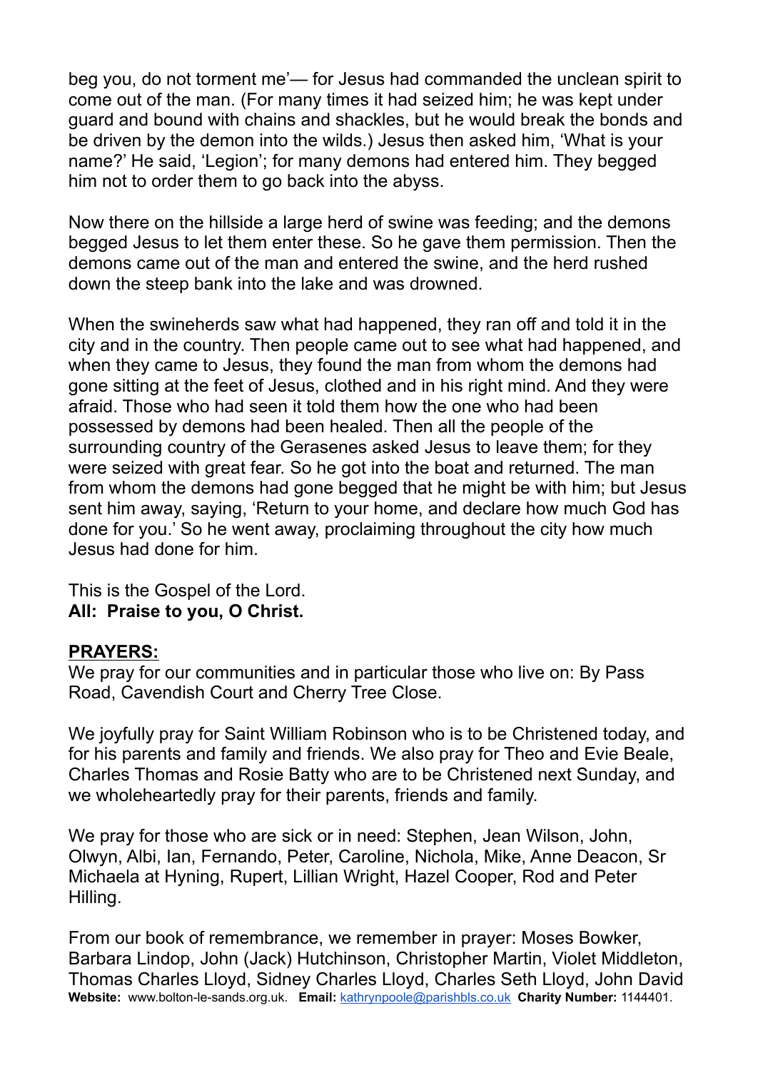beg you, do not torment me'— for Jesus had commanded the unclean spirit to come out of the man. (For many times it had seized him; he was kept under guard and bound with chains and shackles, but he would break the bonds and be driven by the demon into the wilds.) Jesus then asked him, 'What is your name?' He said, 'Legion'; for many demons had entered him. They begged him not to order them to go back into the abyss.

Now there on the hillside a large herd of swine was feeding; and the demons begged Jesus to let them enter these. So he gave them permission. Then the demons came out of the man and entered the swine, and the herd rushed down the steep bank into the lake and was drowned.

When the swineherds saw what had happened, they ran off and told it in the city and in the country. Then people came out to see what had happened, and when they came to Jesus, they found the man from whom the demons had gone sitting at the feet of Jesus, clothed and in his right mind. And they were afraid. Those who had seen it told them how the one who had been possessed by demons had been healed. Then all the people of the surrounding country of the Gerasenes asked Jesus to leave them; for they were seized with great fear. So he got into the boat and returned. The man from whom the demons had gone begged that he might be with him; but Jesus sent him away, saying, 'Return to your home, and declare how much God has done for you.' So he went away, proclaiming throughout the city how much Jesus had done for him.

This is the Gospel of the Lord.
**All: Praise to you, O Christ.**

## PRAYERS:

We pray for our communities and in particular those who live on: By Pass Road, Cavendish Court and Cherry Tree Close.

We joyfully pray for Saint William Robinson who is to be Christened today, and for his parents and family and friends. We also pray for Theo and Evie Beale, Charles Thomas and Rosie Batty who are to be Christened next Sunday, and we wholeheartedly pray for their parents, friends and family.

We pray for those who are sick or in need: Stephen, Jean Wilson, John, Olwyn, Albi, Ian, Fernando, Peter, Caroline, Nichola, Mike, Anne Deacon, Sr Michaela at Hyning, Rupert, Lillian Wright, Hazel Cooper, Rod and Peter Hilling.

From our book of remembrance, we remember in prayer: Moses Bowker, Barbara Lindop, John (Jack) Hutchinson, Christopher Martin, Violet Middleton, Thomas Charles Lloyd, Sidney Charles Lloyd, Charles Seth Lloyd, John David

**Website:** www.bolton-le-sands.org.uk. **Email:** kathrynpoole@parishbls.co.uk **Charity Number:** 1144401.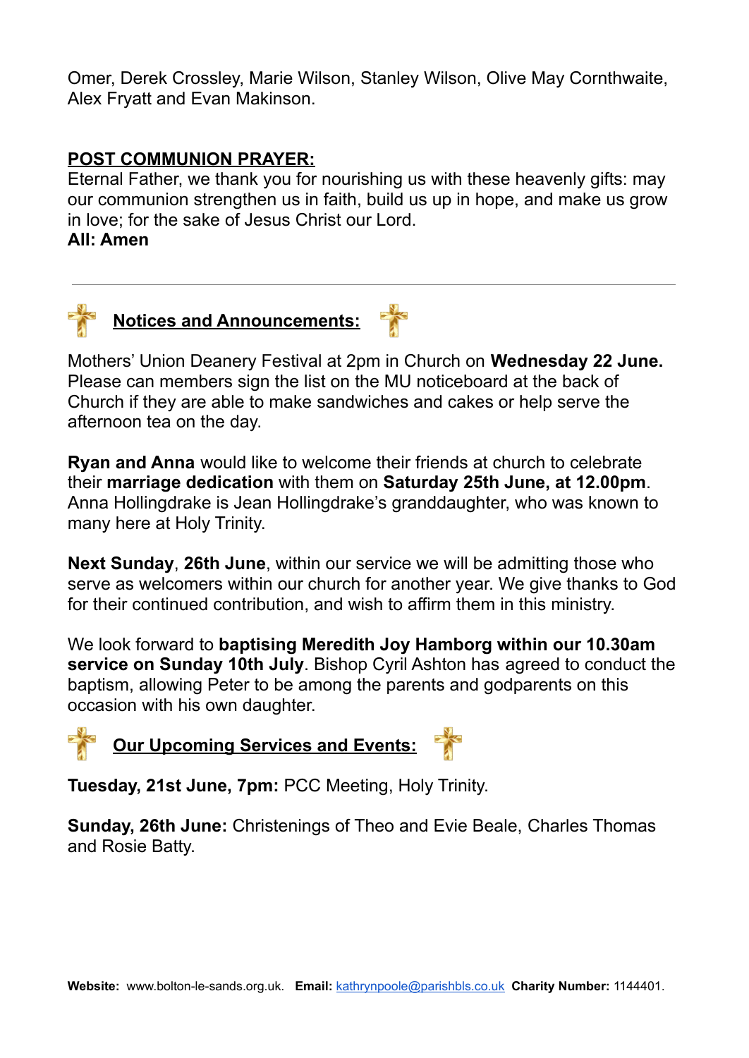Omer, Derek Crossley, Marie Wilson, Stanley Wilson, Olive May Cornthwaite, Alex Fryatt and Evan Makinson.

**POST COMMUNION PRAYER:**

Eternal Father, we thank you for nourishing us with these heavenly gifts: may our communion strengthen us in faith, build us up in hope, and make us grow in love; for the sake of Jesus Christ our Lord.

**All: Amen**

---

## Notices and Announcements:

Mothers' Union Deanery Festival at 2pm in Church on **Wednesday 22 June.** Please can members sign the list on the MU noticeboard at the back of Church if they are able to make sandwiches and cakes or help serve the afternoon tea on the day.

**Ryan and Anna** would like to welcome their friends at church to celebrate their **marriage dedication** with them on **Saturday 25th June, at 12.00pm**. Anna Hollingdrake is Jean Hollingdrake's granddaughter, who was known to many here at Holy Trinity.

**Next Sunday**, **26th June**, within our service we will be admitting those who serve as welcomers within our church for another year. We give thanks to God for their continued contribution, and wish to affirm them in this ministry.

We look forward to **baptising Meredith Joy Hamborg within our 10.30am service on Sunday 10th July**. Bishop Cyril Ashton has agreed to conduct the baptism, allowing Peter to be among the parents and godparents on this occasion with his own daughter.

## Our Upcoming Services and Events:

**Tuesday, 21st June, 7pm:** PCC Meeting, Holy Trinity.

**Sunday, 26th June:** Christenings of Theo and Evie Beale, Charles Thomas and Rosie Batty.

**Website:** www.bolton-le-sands.org.uk. **Email:** kathrynpoole@parishbls.co.uk **Charity Number:** 1144401.